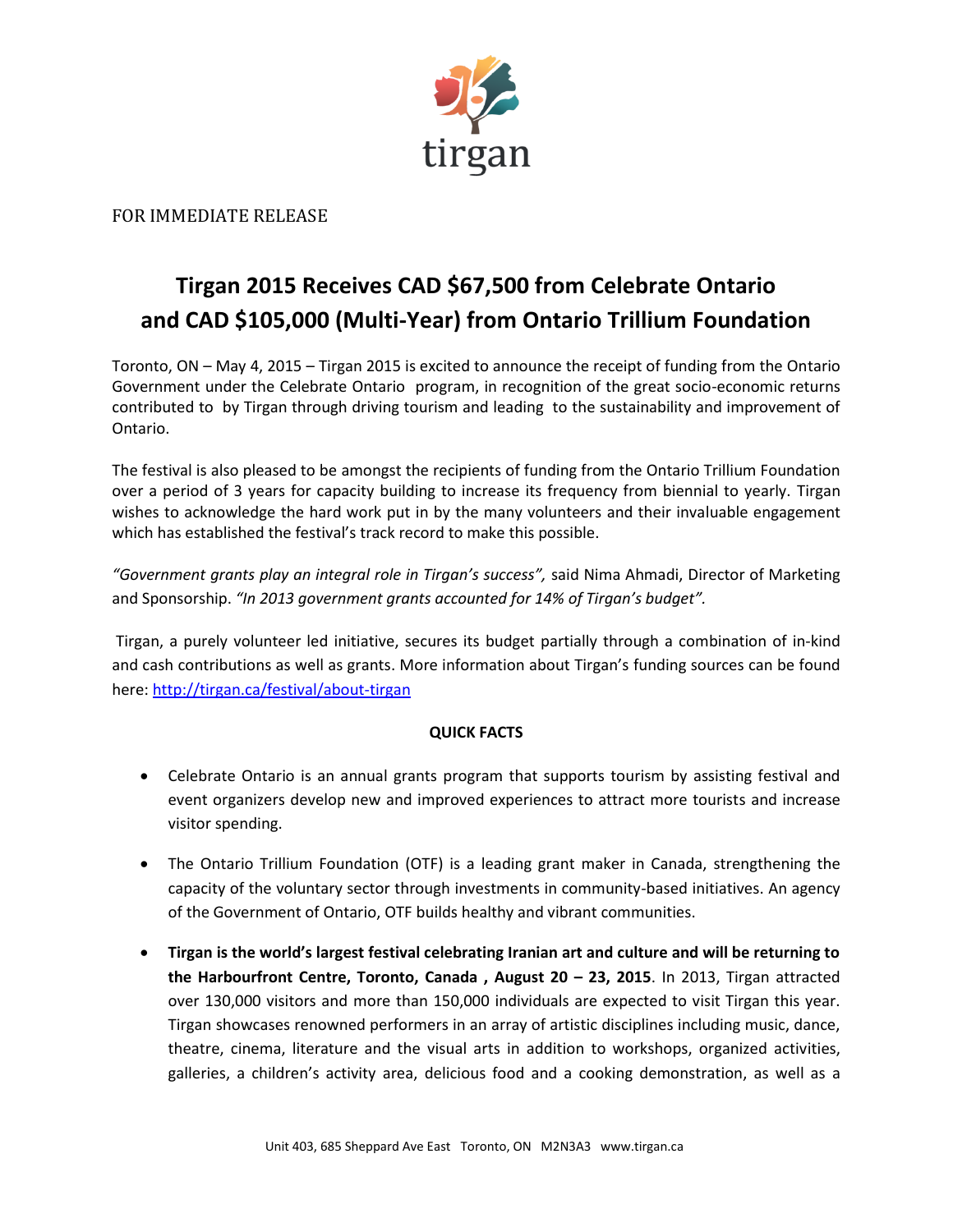tirgan

FOR IMMEDIATE RELEASE

# Tirgan 2015 Receives CAD $67,500 from Celebrate Ontario and CAD $105,000 (Multi-Year) from Ontario Trillium Foundation

Toronto, ON – May 4, 2015 – Tirgan 2015 is excited to announce the receipt of funding from the Ontario Government under the Celebrate Ontario program, in recognition of the great socio-economic returns contributed to by Tirgan through driving tourism and leading to the sustainability and improvement of Ontario.

The festival is also pleased to be amongst the recipients of funding from the Ontario Trillium Foundation over a period of 3 years for capacity building to increase its frequency from biennial to yearly. Tirgan wishes to acknowledge the hard work put in by the many volunteers and their invaluable engagement which has established the festival's track record to make this possible.

*"Government grants play an integral role in Tirgan's success",* said Nima Ahmadi, Director of Marketing and Sponsorship. *"In 2013 government grants accounted for 14% of Tirgan's budget".*

Tirgan, a purely volunteer led initiative, secures its budget partially through a combination of in-kind and cash contributions as well as grants. More information about Tirgan's funding sources can be found here: http://tirgan.ca/festival/about-tirgan

**QUICK FACTS**

- Celebrate Ontario is an annual grants program that supports tourism by assisting festival and event organizers develop new and improved experiences to attract more tourists and increase visitor spending.
- The Ontario Trillium Foundation (OTF) is a leading grant maker in Canada, strengthening the capacity of the voluntary sector through investments in community-based initiatives. An agency of the Government of Ontario, OTF builds healthy and vibrant communities.
- **Tirgan is the world's largest festival celebrating Iranian art and culture and will be returning to the Harbourfront Centre, Toronto, Canada , August 20 – 23, 2015**. In 2013, Tirgan attracted over 130,000 visitors and more than 150,000 individuals are expected to visit Tirgan this year. Tirgan showcases renowned performers in an array of artistic disciplines including music, dance, theatre, cinema, literature and the visual arts in addition to workshops, organized activities, galleries, a children's activity area, delicious food and a cooking demonstration, as well as a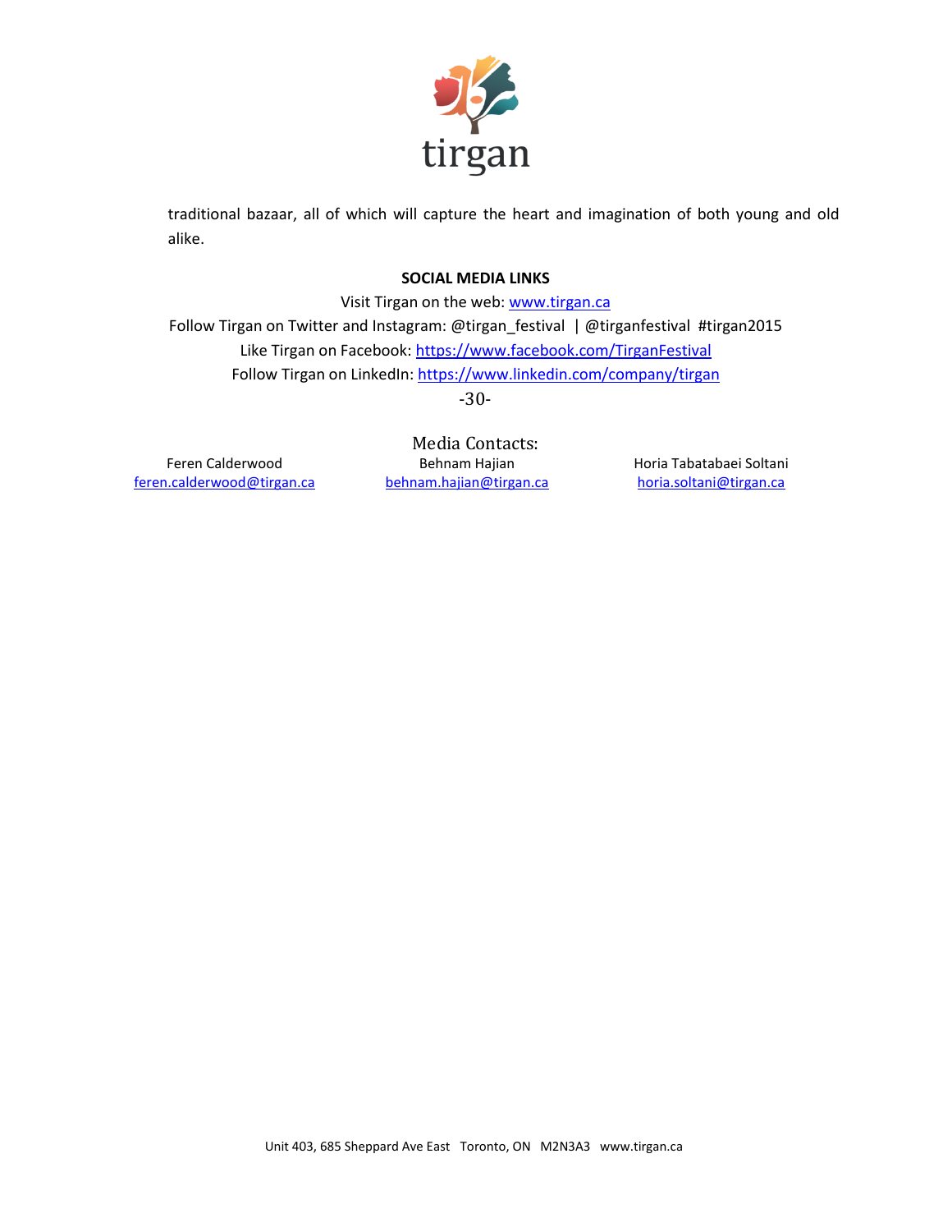traditional bazaar, all of which will capture the heart and imagination of both young and old alike.

**SOCIAL MEDIA LINKS**

Visit Tirgan on the web: www.tirgan.ca

Follow Tirgan on Twitter and Instagram: @tirgan_festival | @tirganfestival #tirgan2015

Like Tirgan on Facebook: https://www.facebook.com/TirganFestival

Follow Tirgan on LinkedIn: https://www.linkedin.com/company/tirgan

-30-

Media Contacts:

Feren Calderwood
feren.calderwood@tirgan.ca

Behnam Hajian
behnam.hajian@tirgan.ca

Horia Tabatabaei Soltani
horia.soltani@tirgan.ca

Unit 403, 685 Sheppard Ave East Toronto, ON M2N3A3 www.tirgan.ca